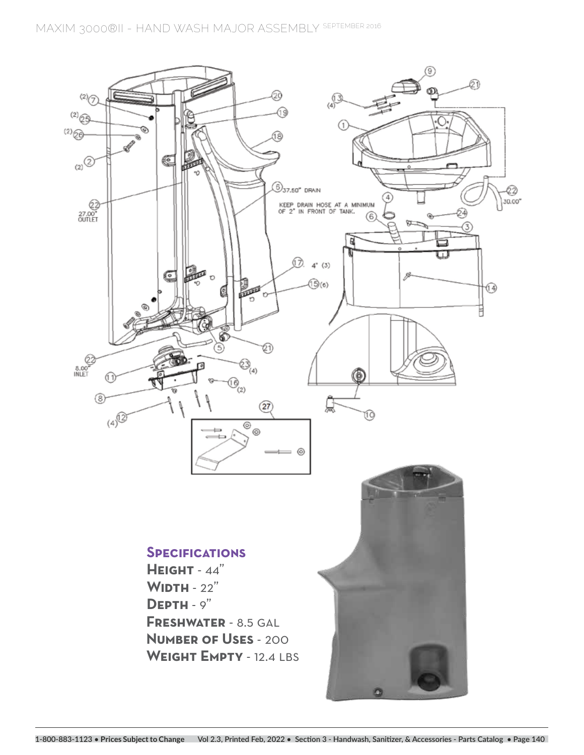# MAXIM 3000®II - HAND WASH MAJOR ASSEMBLY SEPTEMBER 2016

KEEP DRAIN HOSE AT A MINIMUM OF 2" IN FRONT OF TANK.

## Specifications

**Height** - 44"
**Width** - 22"
**Depth** - 9"
**Freshwater** - 8.5 GAL
**Number of Uses** - 200
**Weight Empty** - 12.4 LBS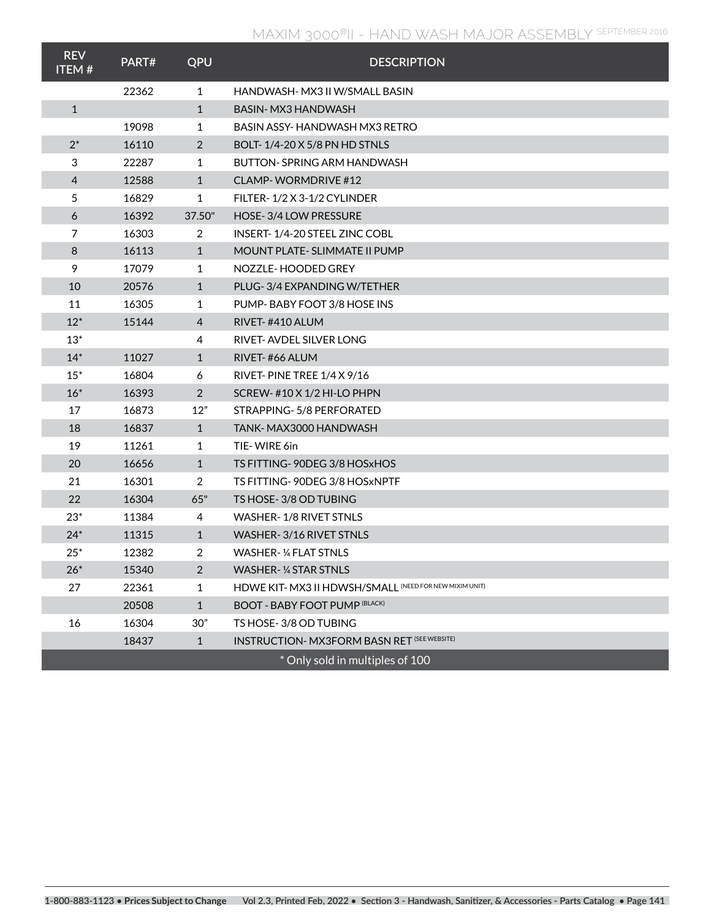# MAXIM 3000®II - HAND WASH MAJOR ASSEMBLY SEPTEMBER 2016

| REV ITEM # | PART# | QPU | DESCRIPTION |
|---|---|---|---|
| | 22362 | 1 | HANDWASH- MX3 II W/SMALL BASIN |
| 1 | | 1 | BASIN- MX3 HANDWASH |
| | 19098 | 1 | BASIN ASSY- HANDWASH MX3 RETRO |
| 2* | 16110 | 2 | BOLT- 1/4-20 X 5/8 PN HD STNLS |
| 3 | 22287 | 1 | BUTTON- SPRING ARM HANDWASH |
| 4 | 12588 | 1 | CLAMP- WORMDRIVE #12 |
| 5 | 16829 | 1 | FILTER- 1/2 X 3-1/2 CYLINDER |
| 6 | 16392 | 37.50" | HOSE- 3/4 LOW PRESSURE |
| 7 | 16303 | 2 | INSERT- 1/4-20 STEEL ZINC COBL |
| 8 | 16113 | 1 | MOUNT PLATE- SLIMMATE II PUMP |
| 9 | 17079 | 1 | NOZZLE- HOODED GREY |
| 10 | 20576 | 1 | PLUG- 3/4 EXPANDING W/TETHER |
| 11 | 16305 | 1 | PUMP- BABY FOOT 3/8 HOSE INS |
| 12* | 15144 | 4 | RIVET- #410 ALUM |
| 13* | | 4 | RIVET- AVDEL SILVER LONG |
| 14* | 11027 | 1 | RIVET- #66 ALUM |
| 15* | 16804 | 6 | RIVET- PINE TREE 1/4 X 9/16 |
| 16* | 16393 | 2 | SCREW- #10 X 1/2 HI-LO PHPN |
| 17 | 16873 | 12” | STRAPPING- 5/8 PERFORATED |
| 18 | 16837 | 1 | TANK- MAX3000 HANDWASH |
| 19 | 11261 | 1 | TIE- WIRE 6in |
| 20 | 16656 | 1 | TS FITTING- 90DEG 3/8 HOSxHOS |
| 21 | 16301 | 2 | TS FITTING- 90DEG 3/8 HOSxNPTF |
| 22 | 16304 | 65" | TS HOSE- 3/8 OD TUBING |
| 23* | 11384 | 4 | WASHER- 1/8 RIVET STNLS |
| 24* | 11315 | 1 | WASHER- 3/16 RIVET STNLS |
| 25* | 12382 | 2 | WASHER- ¼ FLAT STNLS |
| 26* | 15340 | 2 | WASHER- ¼ STAR STNLS |
| 27 | 22361 | 1 | HDWE KIT- MX3 II HDWSH/SMALL (NEED FOR NEW MIXIM UNIT) |
| | 20508 | 1 | BOOT - BABY FOOT PUMP (BLACK) |
| 16 | 16304 | 30” | TS HOSE- 3/8 OD TUBING |
| | 18437 | 1 | INSTRUCTION- MX3FORM BASN RET (SEE WEBSITE) |

* Only sold in multiples of 100